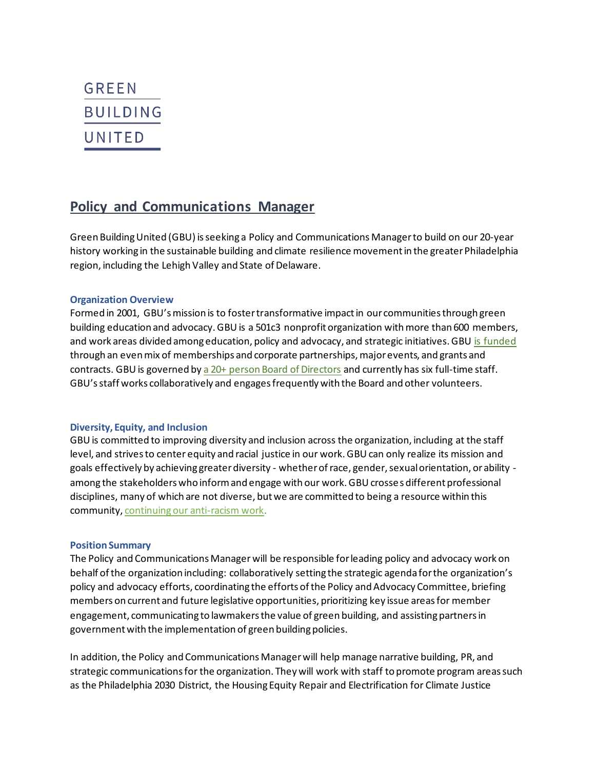GREEN BUILDING UNITED

# Policy and Communications Manager

Green Building United (GBU) is seeking a Policy and Communications Manager to build on our 20-year history working in the sustainable building and climate resilience movement in the greater Philadelphia region, including the Lehigh Valley and State of Delaware.

### Organization Overview

Formed in 2001, GBU's mission is to foster transformative impact in our communities through green building education and advocacy. GBU is a 501c3 nonprofit organization with more than 600 members, and work areas divided among education, policy and advocacy, and strategic initiatives. GBU is funded through an even mix of memberships and corporate partnerships, major events, and grants and contracts. GBU is governed by a 20+ person Board of Directors and currently has six full-time staff. GBU's staff works collaboratively and engages frequently with the Board and other volunteers.

### Diversity, Equity, and Inclusion

GBU is committed to improving diversity and inclusion across the organization, including at the staff level, and strives to center equity and racial justice in our work. GBU can only realize its mission and goals effectively by achieving greater diversity - whether of race, gender, sexual orientation, or ability - among the stakeholders who inform and engage with our work. GBU crosses different professional disciplines, many of which are not diverse, but we are committed to being a resource within this community, continuing our anti-racism work.

### Position Summary

The Policy and Communications Manager will be responsible for leading policy and advocacy work on behalf of the organization including: collaboratively setting the strategic agenda for the organization's policy and advocacy efforts, coordinating the efforts of the Policy and Advocacy Committee, briefing members on current and future legislative opportunities, prioritizing key issue areas for member engagement, communicating to lawmakers the value of green building, and assisting partners in government with the implementation of green building policies.

In addition, the Policy and Communications Manager will help manage narrative building, PR, and strategic communications for the organization. They will work with staff to promote program areas such as the Philadelphia 2030 District, the Housing Equity Repair and Electrification for Climate Justice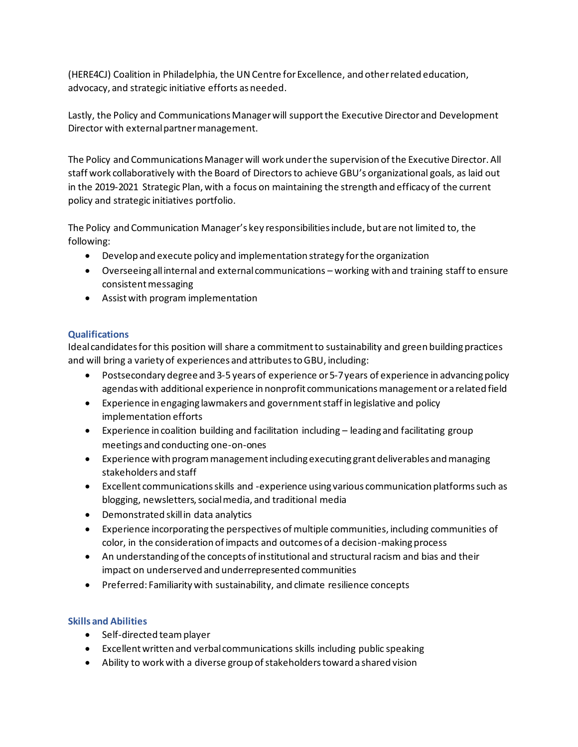(HERE4CJ) Coalition in Philadelphia, the UN Centre for Excellence, and other related education, advocacy, and strategic initiative efforts as needed.

Lastly, the Policy and Communications Manager will support the Executive Director and Development Director with external partner management.

The Policy and Communications Manager will work under the supervision of the Executive Director. All staff work collaboratively with the Board of Directors to achieve GBU's organizational goals, as laid out in the 2019-2021 Strategic Plan, with a focus on maintaining the strength and efficacy of the current policy and strategic initiatives portfolio.

The Policy and Communication Manager's key responsibilities include, but are not limited to, the following:

- Develop and execute policy and implementation strategy for the organization
- Overseeing all internal and external communications – working with and training staff to ensure consistent messaging
- Assist with program implementation

### Qualifications

Ideal candidates for this position will share a commitment to sustainability and green building practices and will bring a variety of experiences and attributes to GBU, including:

- Postsecondary degree and 3-5 years of experience or 5-7 years of experience in advancing policy agendas with additional experience in nonprofit communications management or a related field
- Experience in engaging lawmakers and government staff in legislative and policy implementation efforts
- Experience in coalition building and facilitation including – leading and facilitating group meetings and conducting one-on-ones
- Experience with program management including executing grant deliverables and managing stakeholders and staff
- Excellent communications skills and -experience using various communication platforms such as blogging, newsletters, social media, and traditional media
- Demonstrated skill in data analytics
- Experience incorporating the perspectives of multiple communities, including communities of color, in the consideration of impacts and outcomes of a decision-making process
- An understanding of the concepts of institutional and structural racism and bias and their impact on underserved and underrepresented communities
- Preferred: Familiarity with sustainability, and climate resilience concepts

### Skills and Abilities

- Self-directed team player
- Excellent written and verbal communications skills including public speaking
- Ability to work with a diverse group of stakeholders toward a shared vision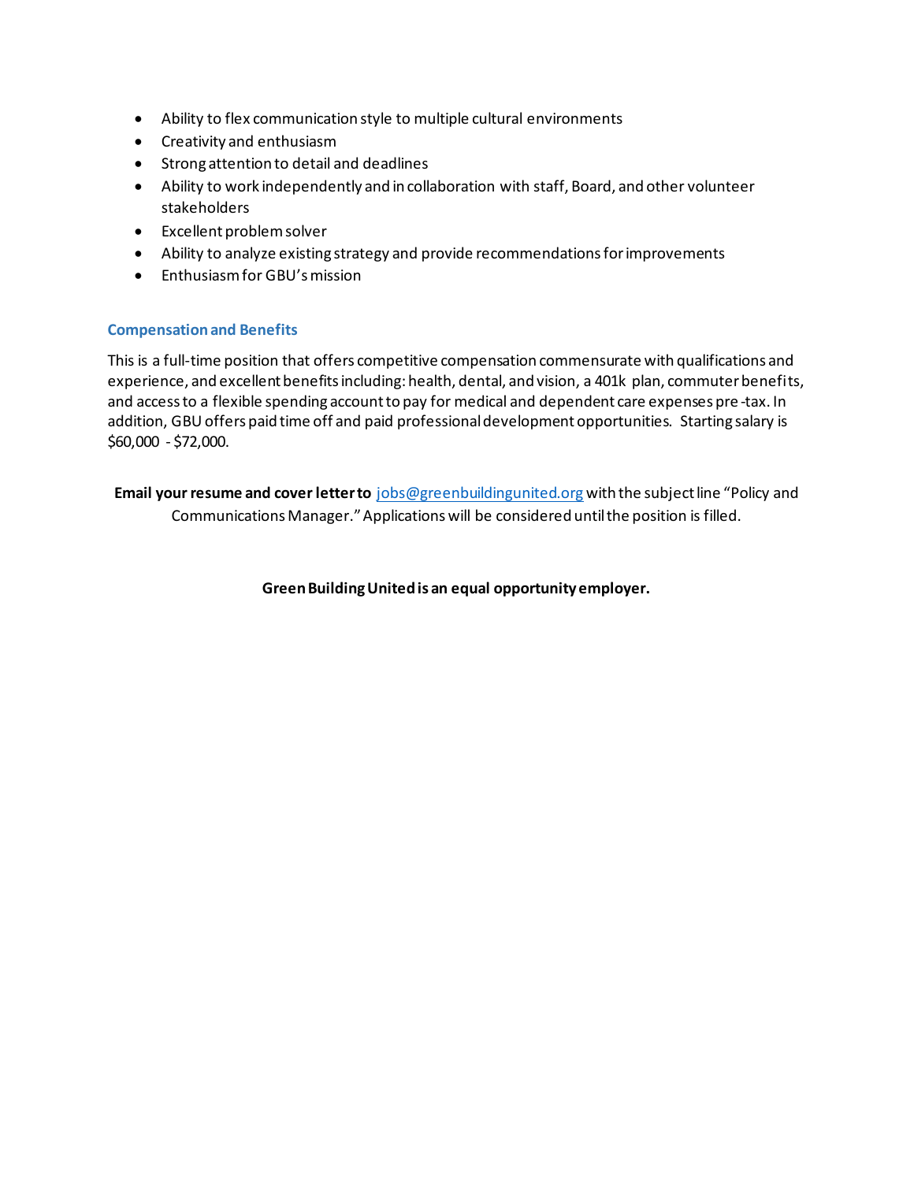- Ability to flex communication style to multiple cultural environments
- Creativity and enthusiasm
- Strong attention to detail and deadlines
- Ability to work independently and in collaboration with staff, Board, and other volunteer stakeholders
- Excellent problem solver
- Ability to analyze existing strategy and provide recommendations for improvements
- Enthusiasm for GBU's mission

### Compensation and Benefits

This is a full-time position that offers competitive compensation commensurate with qualifications and experience, and excellent benefits including: health, dental, and vision, a 401k plan, commuter benefits, and access to a flexible spending account to pay for medical and dependent care expenses pre-tax. In addition, GBU offers paid time off and paid professional development opportunities. Starting salary is $60,000 - $72,000.

**Email your resume and cover letter to** jobs@greenbuildingunited.org with the subject line "Policy and Communications Manager." Applications will be considered until the position is filled.

**Green Building United is an equal opportunity employer.**